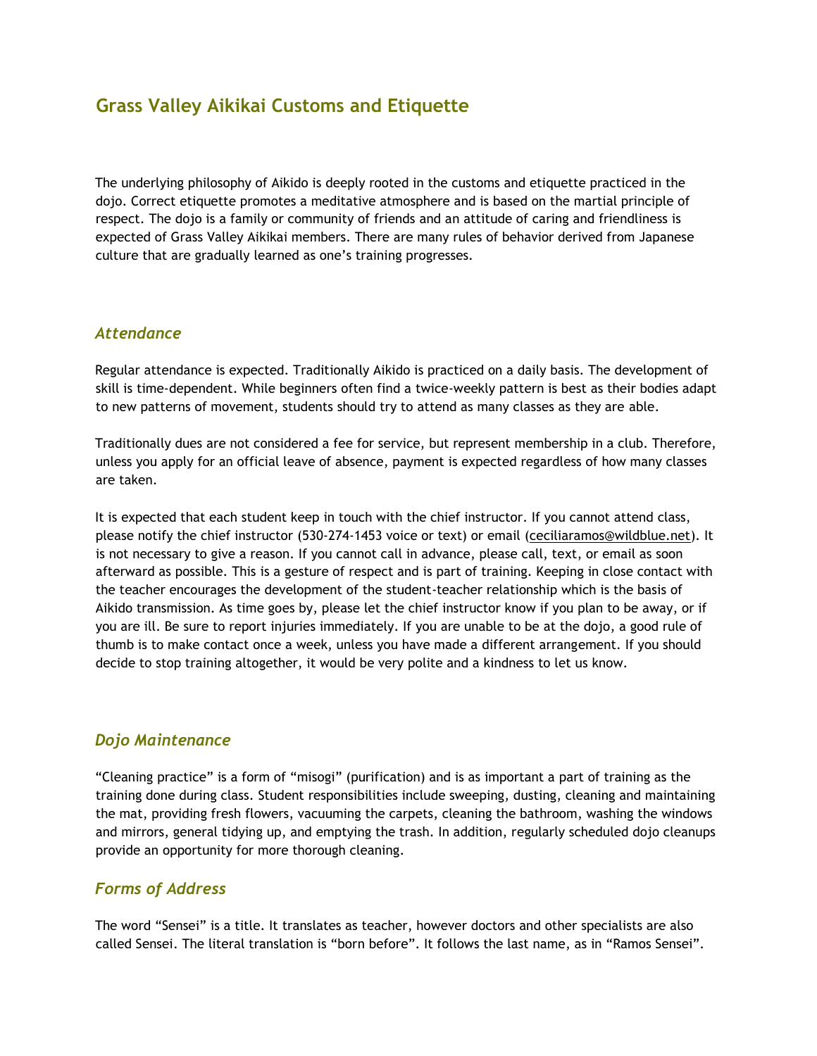# Grass Valley Aikikai Customs and Etiquette

The underlying philosophy of Aikido is deeply rooted in the customs and etiquette practiced in the dojo. Correct etiquette promotes a meditative atmosphere and is based on the martial principle of respect. The dojo is a family or community of friends and an attitude of caring and friendliness is expected of Grass Valley Aikikai members. There are many rules of behavior derived from Japanese culture that are gradually learned as one's training progresses.

## *Attendance*

Regular attendance is expected. Traditionally Aikido is practiced on a daily basis. The development of skill is time-dependent. While beginners often find a twice-weekly pattern is best as their bodies adapt to new patterns of movement, students should try to attend as many classes as they are able.

Traditionally dues are not considered a fee for service, but represent membership in a club. Therefore, unless you apply for an official leave of absence, payment is expected regardless of how many classes are taken.

It is expected that each student keep in touch with the chief instructor. If you cannot attend class, please notify the chief instructor (530-274-1453 voice or text) or email (ceciliaramos@wildblue.net). It is not necessary to give a reason. If you cannot call in advance, please call, text, or email as soon afterward as possible. This is a gesture of respect and is part of training. Keeping in close contact with the teacher encourages the development of the student-teacher relationship which is the basis of Aikido transmission. As time goes by, please let the chief instructor know if you plan to be away, or if you are ill. Be sure to report injuries immediately. If you are unable to be at the dojo, a good rule of thumb is to make contact once a week, unless you have made a different arrangement. If you should decide to stop training altogether, it would be very polite and a kindness to let us know.

## *Dojo Maintenance*

"Cleaning practice" is a form of "misogi" (purification) and is as important a part of training as the training done during class. Student responsibilities include sweeping, dusting, cleaning and maintaining the mat, providing fresh flowers, vacuuming the carpets, cleaning the bathroom, washing the windows and mirrors, general tidying up, and emptying the trash. In addition, regularly scheduled dojo cleanups provide an opportunity for more thorough cleaning.

## *Forms of Address*

The word "Sensei" is a title. It translates as teacher, however doctors and other specialists are also called Sensei. The literal translation is "born before". It follows the last name, as in "Ramos Sensei".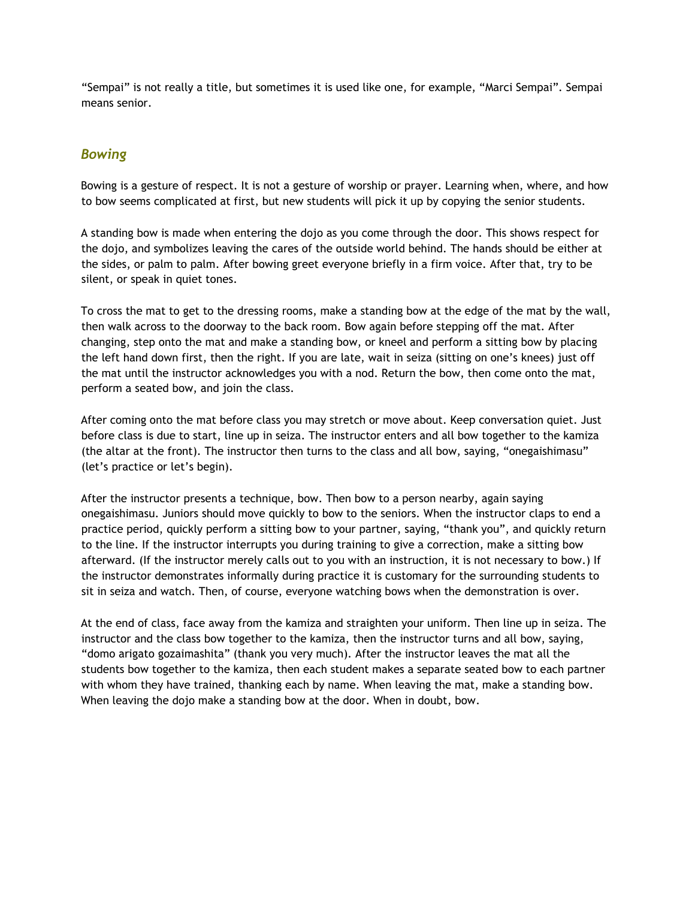"Sempai" is not really a title, but sometimes it is used like one, for example, "Marci Sempai". Sempai means senior.

## *Bowing*

Bowing is a gesture of respect. It is not a gesture of worship or prayer. Learning when, where, and how to bow seems complicated at first, but new students will pick it up by copying the senior students.

A standing bow is made when entering the dojo as you come through the door. This shows respect for the dojo, and symbolizes leaving the cares of the outside world behind. The hands should be either at the sides, or palm to palm. After bowing greet everyone briefly in a firm voice. After that, try to be silent, or speak in quiet tones.

To cross the mat to get to the dressing rooms, make a standing bow at the edge of the mat by the wall, then walk across to the doorway to the back room. Bow again before stepping off the mat. After changing, step onto the mat and make a standing bow, or kneel and perform a sitting bow by placing the left hand down first, then the right. If you are late, wait in seiza (sitting on one's knees) just off the mat until the instructor acknowledges you with a nod. Return the bow, then come onto the mat, perform a seated bow, and join the class.

After coming onto the mat before class you may stretch or move about. Keep conversation quiet. Just before class is due to start, line up in seiza. The instructor enters and all bow together to the kamiza (the altar at the front). The instructor then turns to the class and all bow, saying, "onegaishimasu" (let's practice or let's begin).

After the instructor presents a technique, bow. Then bow to a person nearby, again saying onegaishimasu. Juniors should move quickly to bow to the seniors. When the instructor claps to end a practice period, quickly perform a sitting bow to your partner, saying, "thank you", and quickly return to the line. If the instructor interrupts you during training to give a correction, make a sitting bow afterward. (If the instructor merely calls out to you with an instruction, it is not necessary to bow.) If the instructor demonstrates informally during practice it is customary for the surrounding students to sit in seiza and watch. Then, of course, everyone watching bows when the demonstration is over.

At the end of class, face away from the kamiza and straighten your uniform. Then line up in seiza. The instructor and the class bow together to the kamiza, then the instructor turns and all bow, saying, "domo arigato gozaimashita" (thank you very much). After the instructor leaves the mat all the students bow together to the kamiza, then each student makes a separate seated bow to each partner with whom they have trained, thanking each by name. When leaving the mat, make a standing bow. When leaving the dojo make a standing bow at the door. When in doubt, bow.